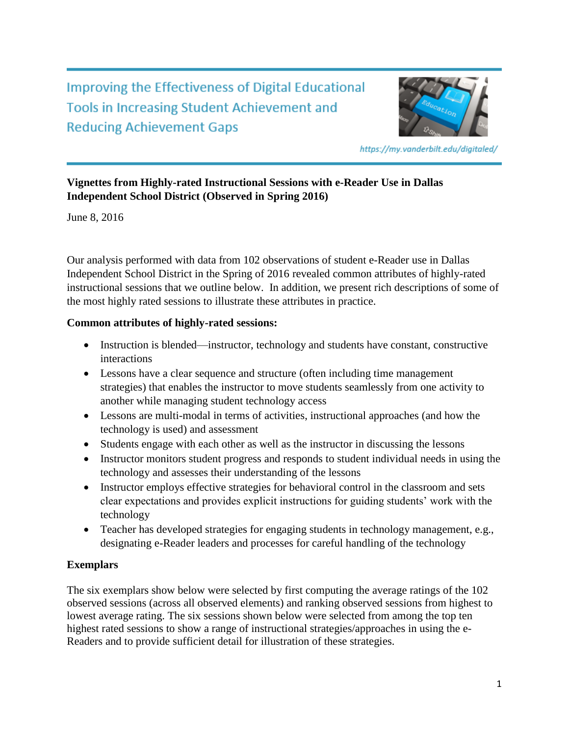# Improving the Effectiveness of Digital Educational Tools in Increasing Student Achievement and Reducing Achievement Gaps

https://my.vanderbilt.edu/digitaled/

**Vignettes from Highly-rated Instructional Sessions with e-Reader Use in Dallas Independent School District (Observed in Spring 2016)**

June 8, 2016

Our analysis performed with data from 102 observations of student e-Reader use in Dallas Independent School District in the Spring of 2016 revealed common attributes of highly-rated instructional sessions that we outline below. In addition, we present rich descriptions of some of the most highly rated sessions to illustrate these attributes in practice.

**Common attributes of highly-rated sessions:**

- Instruction is blended—instructor, technology and students have constant, constructive interactions
- Lessons have a clear sequence and structure (often including time management strategies) that enables the instructor to move students seamlessly from one activity to another while managing student technology access
- Lessons are multi-modal in terms of activities, instructional approaches (and how the technology is used) and assessment
- Students engage with each other as well as the instructor in discussing the lessons
- Instructor monitors student progress and responds to student individual needs in using the technology and assesses their understanding of the lessons
- Instructor employs effective strategies for behavioral control in the classroom and sets clear expectations and provides explicit instructions for guiding students' work with the technology
- Teacher has developed strategies for engaging students in technology management, e.g., designating e-Reader leaders and processes for careful handling of the technology

**Exemplars**

The six exemplars show below were selected by first computing the average ratings of the 102 observed sessions (across all observed elements) and ranking observed sessions from highest to lowest average rating. The six sessions shown below were selected from among the top ten highest rated sessions to show a range of instructional strategies/approaches in using the e-Readers and to provide sufficient detail for illustration of these strategies.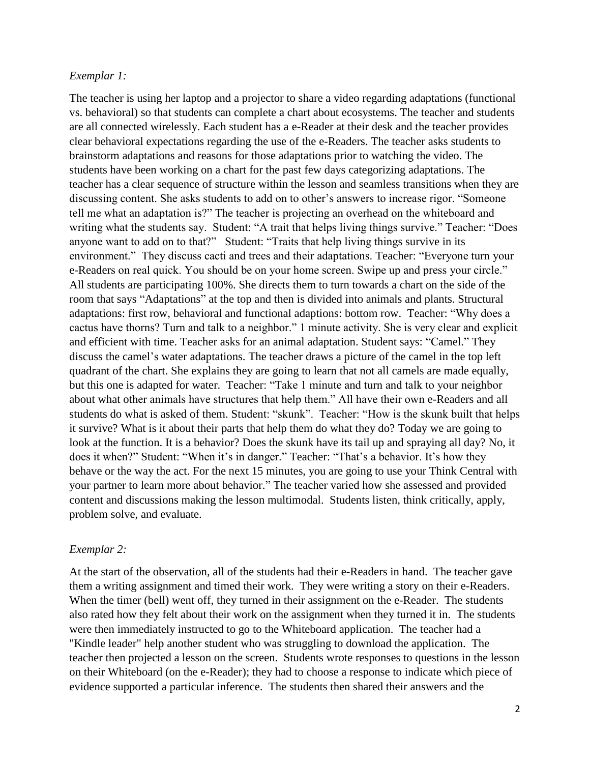*Exemplar 1:*

The teacher is using her laptop and a projector to share a video regarding adaptations (functional vs. behavioral) so that students can complete a chart about ecosystems. The teacher and students are all connected wirelessly. Each student has a e-Reader at their desk and the teacher provides clear behavioral expectations regarding the use of the e-Readers. The teacher asks students to brainstorm adaptations and reasons for those adaptations prior to watching the video. The students have been working on a chart for the past few days categorizing adaptations. The teacher has a clear sequence of structure within the lesson and seamless transitions when they are discussing content. She asks students to add on to other's answers to increase rigor. "Someone tell me what an adaptation is?" The teacher is projecting an overhead on the whiteboard and writing what the students say. Student: "A trait that helps living things survive." Teacher: "Does anyone want to add on to that?" Student: "Traits that help living things survive in its environment." They discuss cacti and trees and their adaptations. Teacher: "Everyone turn your e-Readers on real quick. You should be on your home screen. Swipe up and press your circle." All students are participating 100%. She directs them to turn towards a chart on the side of the room that says "Adaptations" at the top and then is divided into animals and plants. Structural adaptations: first row, behavioral and functional adaptions: bottom row. Teacher: "Why does a cactus have thorns? Turn and talk to a neighbor." 1 minute activity. She is very clear and explicit and efficient with time. Teacher asks for an animal adaptation. Student says: "Camel." They discuss the camel's water adaptations. The teacher draws a picture of the camel in the top left quadrant of the chart. She explains they are going to learn that not all camels are made equally, but this one is adapted for water. Teacher: "Take 1 minute and turn and talk to your neighbor about what other animals have structures that help them." All have their own e-Readers and all students do what is asked of them. Student: "skunk". Teacher: "How is the skunk built that helps it survive? What is it about their parts that help them do what they do? Today we are going to look at the function. It is a behavior? Does the skunk have its tail up and spraying all day? No, it does it when?" Student: "When it's in danger." Teacher: "That's a behavior. It's how they behave or the way the act. For the next 15 minutes, you are going to use your Think Central with your partner to learn more about behavior." The teacher varied how she assessed and provided content and discussions making the lesson multimodal. Students listen, think critically, apply, problem solve, and evaluate.

*Exemplar 2:*

At the start of the observation, all of the students had their e-Readers in hand. The teacher gave them a writing assignment and timed their work. They were writing a story on their e-Readers. When the timer (bell) went off, they turned in their assignment on the e-Reader. The students also rated how they felt about their work on the assignment when they turned it in. The students were then immediately instructed to go to the Whiteboard application. The teacher had a "Kindle leader" help another student who was struggling to download the application. The teacher then projected a lesson on the screen. Students wrote responses to questions in the lesson on their Whiteboard (on the e-Reader); they had to choose a response to indicate which piece of evidence supported a particular inference. The students then shared their answers and the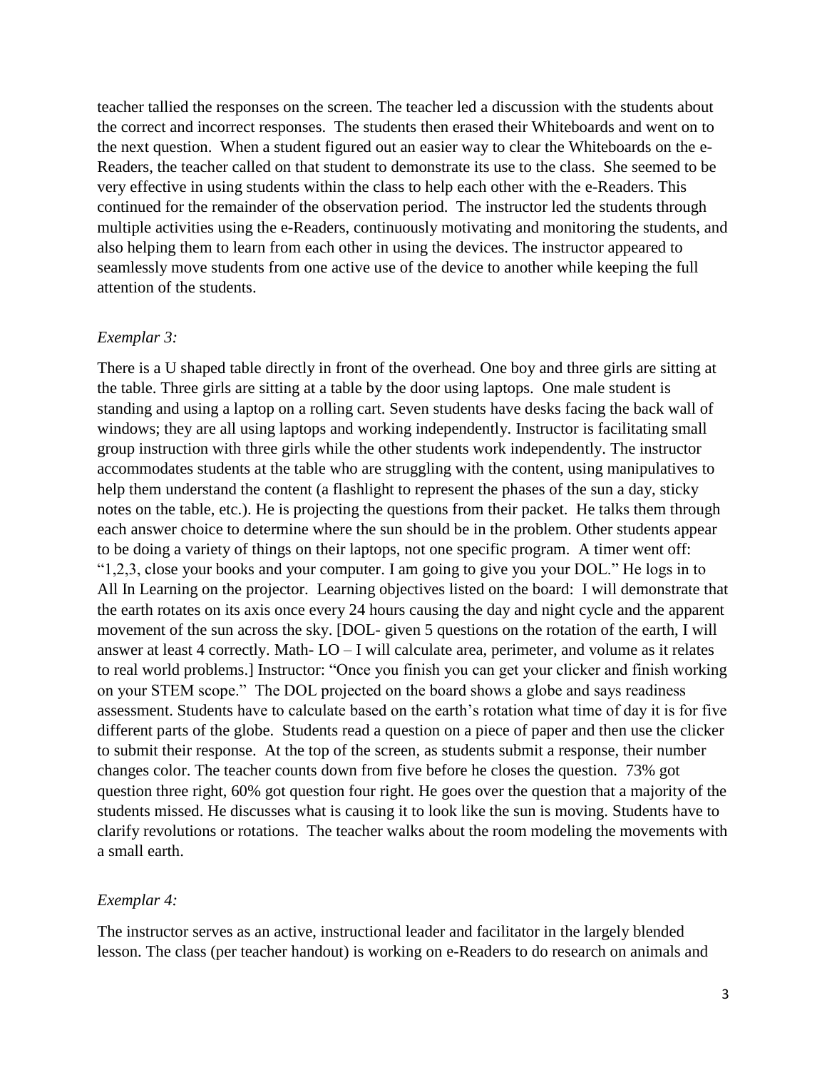teacher tallied the responses on the screen. The teacher led a discussion with the students about the correct and incorrect responses. The students then erased their Whiteboards and went on to the next question. When a student figured out an easier way to clear the Whiteboards on the e-Readers, the teacher called on that student to demonstrate its use to the class. She seemed to be very effective in using students within the class to help each other with the e-Readers. This continued for the remainder of the observation period. The instructor led the students through multiple activities using the e-Readers, continuously motivating and monitoring the students, and also helping them to learn from each other in using the devices. The instructor appeared to seamlessly move students from one active use of the device to another while keeping the full attention of the students.

*Exemplar 3:*

There is a U shaped table directly in front of the overhead. One boy and three girls are sitting at the table. Three girls are sitting at a table by the door using laptops. One male student is standing and using a laptop on a rolling cart. Seven students have desks facing the back wall of windows; they are all using laptops and working independently. Instructor is facilitating small group instruction with three girls while the other students work independently. The instructor accommodates students at the table who are struggling with the content, using manipulatives to help them understand the content (a flashlight to represent the phases of the sun a day, sticky notes on the table, etc.). He is projecting the questions from their packet. He talks them through each answer choice to determine where the sun should be in the problem. Other students appear to be doing a variety of things on their laptops, not one specific program. A timer went off: "1,2,3, close your books and your computer. I am going to give you your DOL." He logs in to All In Learning on the projector. Learning objectives listed on the board: I will demonstrate that the earth rotates on its axis once every 24 hours causing the day and night cycle and the apparent movement of the sun across the sky. [DOL- given 5 questions on the rotation of the earth, I will answer at least 4 correctly. Math- LO – I will calculate area, perimeter, and volume as it relates to real world problems.] Instructor: "Once you finish you can get your clicker and finish working on your STEM scope." The DOL projected on the board shows a globe and says readiness assessment. Students have to calculate based on the earth's rotation what time of day it is for five different parts of the globe. Students read a question on a piece of paper and then use the clicker to submit their response. At the top of the screen, as students submit a response, their number changes color. The teacher counts down from five before he closes the question. 73% got question three right, 60% got question four right. He goes over the question that a majority of the students missed. He discusses what is causing it to look like the sun is moving. Students have to clarify revolutions or rotations. The teacher walks about the room modeling the movements with a small earth.

*Exemplar 4:*

The instructor serves as an active, instructional leader and facilitator in the largely blended lesson. The class (per teacher handout) is working on e-Readers to do research on animals and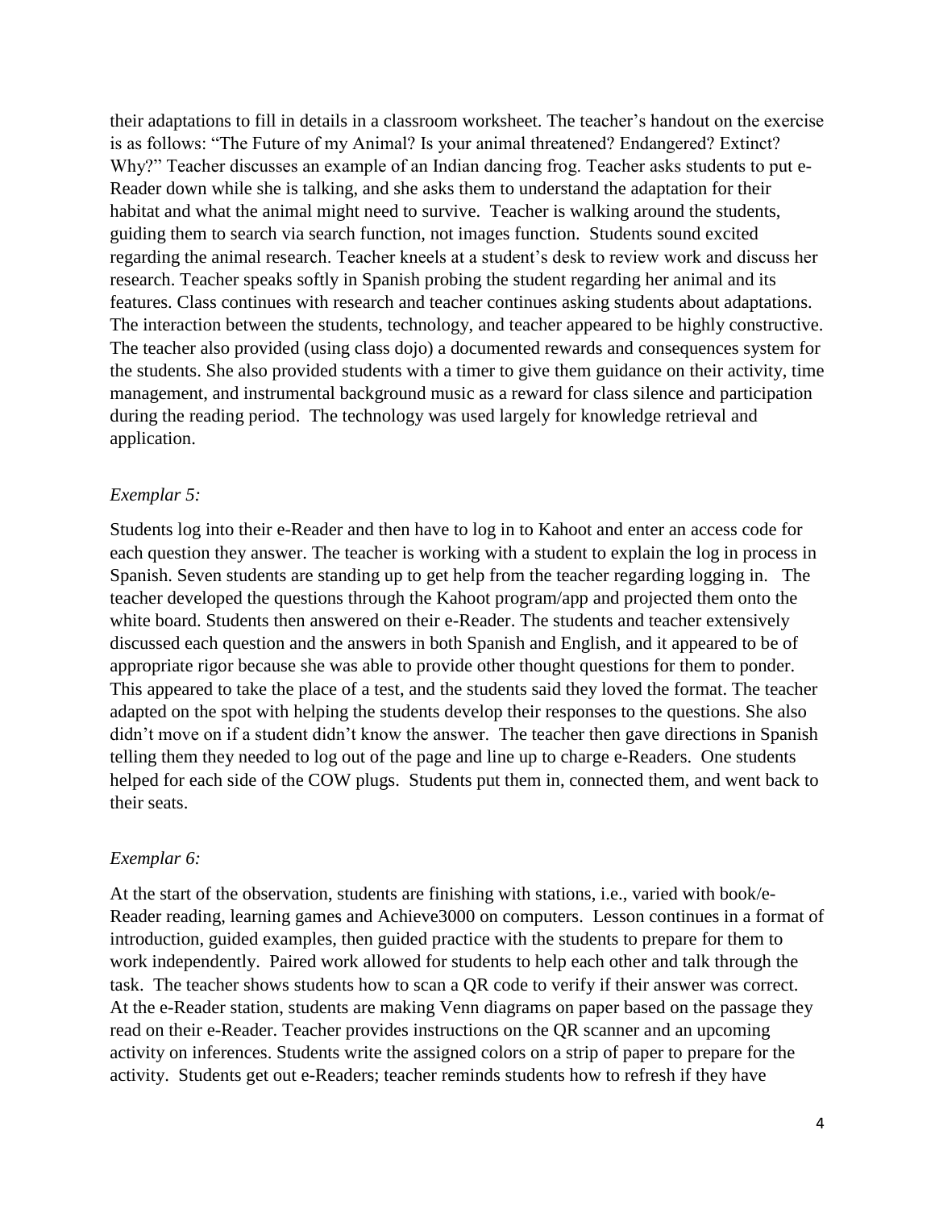their adaptations to fill in details in a classroom worksheet. The teacher's handout on the exercise is as follows: "The Future of my Animal? Is your animal threatened? Endangered? Extinct? Why?" Teacher discusses an example of an Indian dancing frog. Teacher asks students to put e-Reader down while she is talking, and she asks them to understand the adaptation for their habitat and what the animal might need to survive. Teacher is walking around the students, guiding them to search via search function, not images function. Students sound excited regarding the animal research. Teacher kneels at a student's desk to review work and discuss her research. Teacher speaks softly in Spanish probing the student regarding her animal and its features. Class continues with research and teacher continues asking students about adaptations. The interaction between the students, technology, and teacher appeared to be highly constructive. The teacher also provided (using class dojo) a documented rewards and consequences system for the students. She also provided students with a timer to give them guidance on their activity, time management, and instrumental background music as a reward for class silence and participation during the reading period. The technology was used largely for knowledge retrieval and application.

*Exemplar 5:*

Students log into their e-Reader and then have to log in to Kahoot and enter an access code for each question they answer. The teacher is working with a student to explain the log in process in Spanish. Seven students are standing up to get help from the teacher regarding logging in. The teacher developed the questions through the Kahoot program/app and projected them onto the white board. Students then answered on their e-Reader. The students and teacher extensively discussed each question and the answers in both Spanish and English, and it appeared to be of appropriate rigor because she was able to provide other thought questions for them to ponder. This appeared to take the place of a test, and the students said they loved the format. The teacher adapted on the spot with helping the students develop their responses to the questions. She also didn't move on if a student didn't know the answer. The teacher then gave directions in Spanish telling them they needed to log out of the page and line up to charge e-Readers. One students helped for each side of the COW plugs. Students put them in, connected them, and went back to their seats.

*Exemplar 6:*

At the start of the observation, students are finishing with stations, i.e., varied with book/e-Reader reading, learning games and Achieve3000 on computers. Lesson continues in a format of introduction, guided examples, then guided practice with the students to prepare for them to work independently. Paired work allowed for students to help each other and talk through the task. The teacher shows students how to scan a QR code to verify if their answer was correct. At the e-Reader station, students are making Venn diagrams on paper based on the passage they read on their e-Reader. Teacher provides instructions on the QR scanner and an upcoming activity on inferences. Students write the assigned colors on a strip of paper to prepare for the activity. Students get out e-Readers; teacher reminds students how to refresh if they have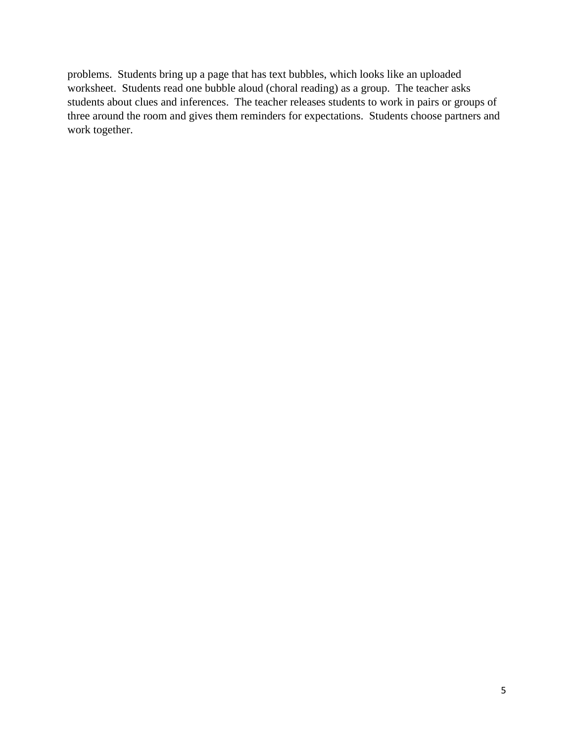problems. Students bring up a page that has text bubbles, which looks like an uploaded worksheet. Students read one bubble aloud (choral reading) as a group. The teacher asks students about clues and inferences. The teacher releases students to work in pairs or groups of three around the room and gives them reminders for expectations. Students choose partners and work together.